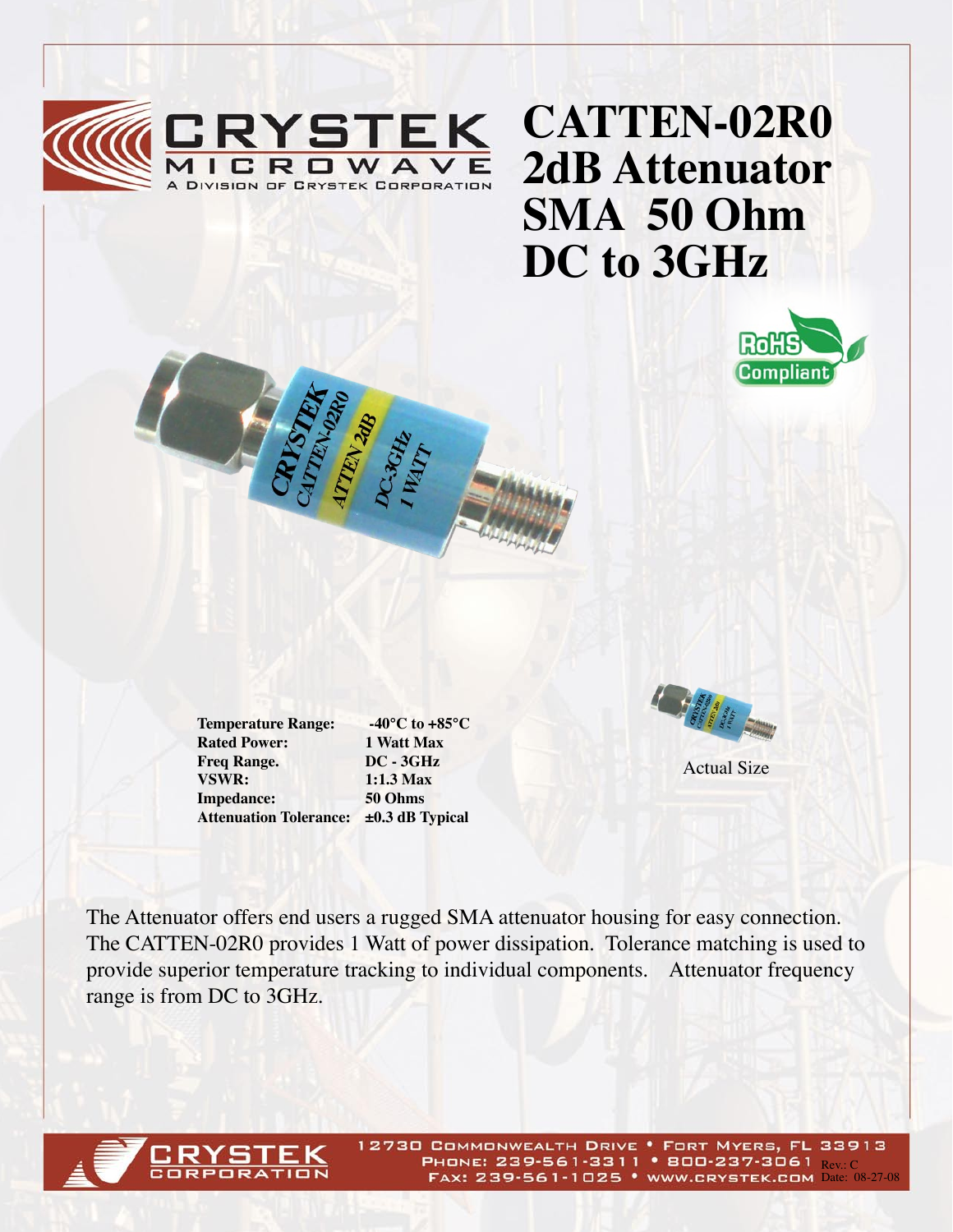# CATTEN-02R0 2dB Attenuator SMA 50 Ohm DC to 3GHz

CRYSTEK MICROWAVE
A Division of Crystek Corporation

RoHS Compliant

| | |
|---|---|
| **Temperature Range:** | **-40°C to +85°C** |
| **Rated Power:** | **1 Watt Max** |
| **Freq Range.** | **DC - 3GHz** |
| **VSWR:** | **1:1.3 Max** |
| **Impedance:** | **50 Ohms** |
| **Attenuation Tolerance:** | **±0.3 dB Typical** |

Actual Size

The Attenuator offers end users a rugged SMA attenuator housing for easy connection. The CATTEN-02R0 provides 1 Watt of power dissipation. Tolerance matching is used to provide superior temperature tracking to individual components. Attenuator frequency range is from DC to 3GHz.

CRYSTEK CORPORATION
12730 Commonwealth Drive • Fort Myers, FL 33913
Phone: 239-561-3311 • 800-237-3061
Fax: 239-561-1025 • www.crystek.com

Rev.: C
Date: 08-27-08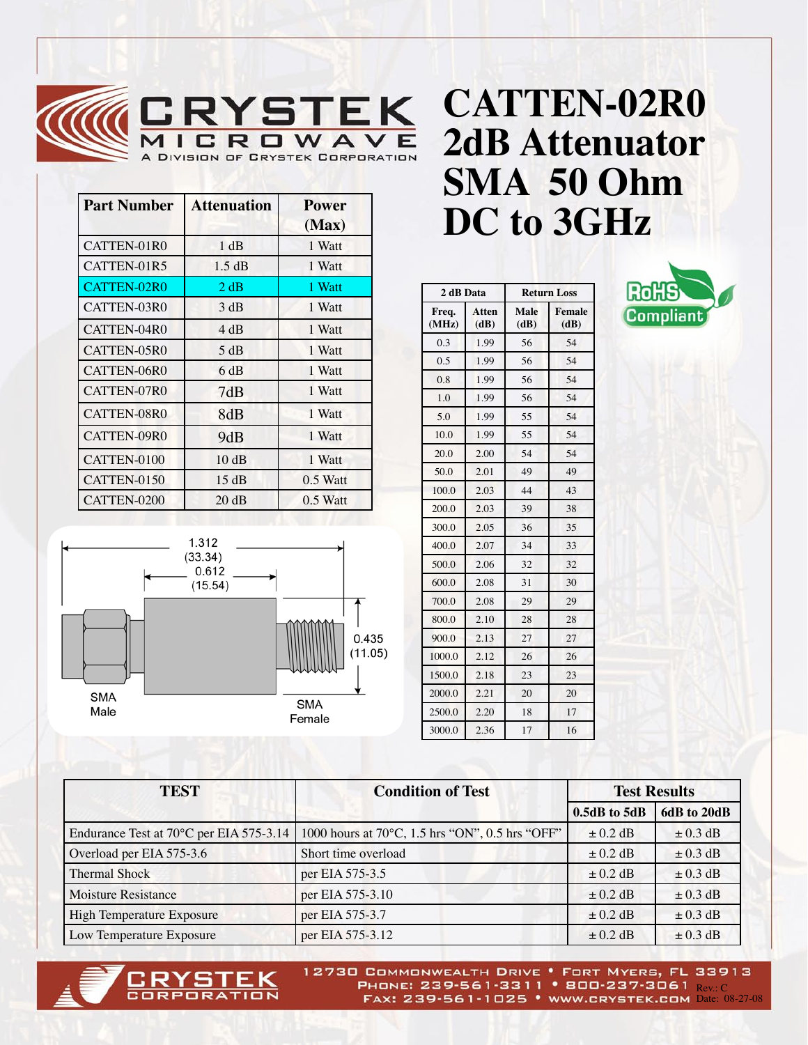# CATTEN-02R0 2dB Attenuator SMA 50 Ohm DC to 3GHz

CRYSTEK MICROWAVE
A Division of Crystek Corporation

| Part Number | Attenuation | Power (Max) |
|---|---|---|
| CATTEN-01R0 | 1 dB | 1 Watt |
| CATTEN-01R5 | 1.5 dB | 1 Watt |
| CATTEN-02R0 | 2 dB | 1 Watt |
| CATTEN-03R0 | 3 dB | 1 Watt |
| CATTEN-04R0 | 4 dB | 1 Watt |
| CATTEN-05R0 | 5 dB | 1 Watt |
| CATTEN-06R0 | 6 dB | 1 Watt |
| CATTEN-07R0 | 7dB | 1 Watt |
| CATTEN-08R0 | 8dB | 1 Watt |
| CATTEN-09R0 | 9dB | 1 Watt |
| CATTEN-0100 | 10 dB | 1 Watt |
| CATTEN-0150 | 15 dB | 0.5 Watt |
| CATTEN-0200 | 20 dB | 0.5 Watt |

1.312 (33.34)
0.612 (15.54)
0.435 (11.05)
SMA Male
SMA Female

| 2 dB Data | | Return Loss | |
|---|---|---|---|
| Freq. (MHz) | Atten (dB) | Male (dB) | Female (dB) |
| 0.3 | 1.99 | 56 | 54 |
| 0.5 | 1.99 | 56 | 54 |
| 0.8 | 1.99 | 56 | 54 |
| 1.0 | 1.99 | 56 | 54 |
| 5.0 | 1.99 | 55 | 54 |
| 10.0 | 1.99 | 55 | 54 |
| 20.0 | 2.00 | 54 | 54 |
| 50.0 | 2.01 | 49 | 49 |
| 100.0 | 2.03 | 44 | 43 |
| 200.0 | 2.03 | 39 | 38 |
| 300.0 | 2.05 | 36 | 35 |
| 400.0 | 2.07 | 34 | 33 |
| 500.0 | 2.06 | 32 | 32 |
| 600.0 | 2.08 | 31 | 30 |
| 700.0 | 2.08 | 29 | 29 |
| 800.0 | 2.10 | 28 | 28 |
| 900.0 | 2.13 | 27 | 27 |
| 1000.0 | 2.12 | 26 | 26 |
| 1500.0 | 2.18 | 23 | 23 |
| 2000.0 | 2.21 | 20 | 20 |
| 2500.0 | 2.20 | 18 | 17 |
| 3000.0 | 2.36 | 17 | 16 |

RoHS Compliant

| TEST | Condition of Test | Test Results | |
|---|---|---|---|
| | | 0.5dB to 5dB | 6dB to 20dB |
| Endurance Test at 70°C per EIA 575-3.14 | 1000 hours at 70°C, 1.5 hrs “ON”, 0.5 hrs “OFF” | ± 0.2 dB | ± 0.3 dB |
| Overload per EIA 575-3.6 | Short time overload | ± 0.2 dB | ± 0.3 dB |
| Thermal Shock | per EIA 575-3.5 | ± 0.2 dB | ± 0.3 dB |
| Moisture Resistance | per EIA 575-3.10 | ± 0.2 dB | ± 0.3 dB |
| High Temperature Exposure | per EIA 575-3.7 | ± 0.2 dB | ± 0.3 dB |
| Low Temperature Exposure | per EIA 575-3.12 | ± 0.2 dB | ± 0.3 dB |

CRYSTEK CORPORATION
12730 Commonwealth Drive • Fort Myers, FL 33913
Phone: 239-561-3311 • 800-237-3061
Fax: 239-561-1025 • www.crystek.com
Rev.: C
Date: 08-27-08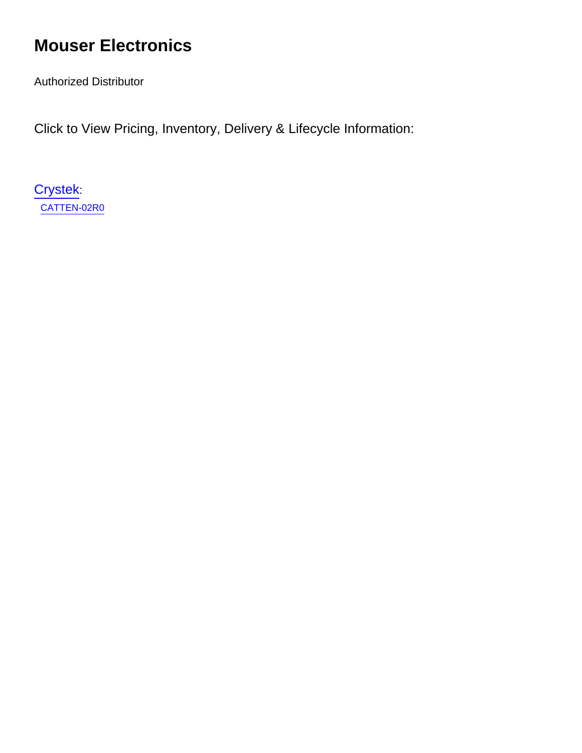# Mouser Electronics

Authorized Distributor

Click to View Pricing, Inventory, Delivery & Lifecycle Information:

Crystek:

CATTEN-02R0